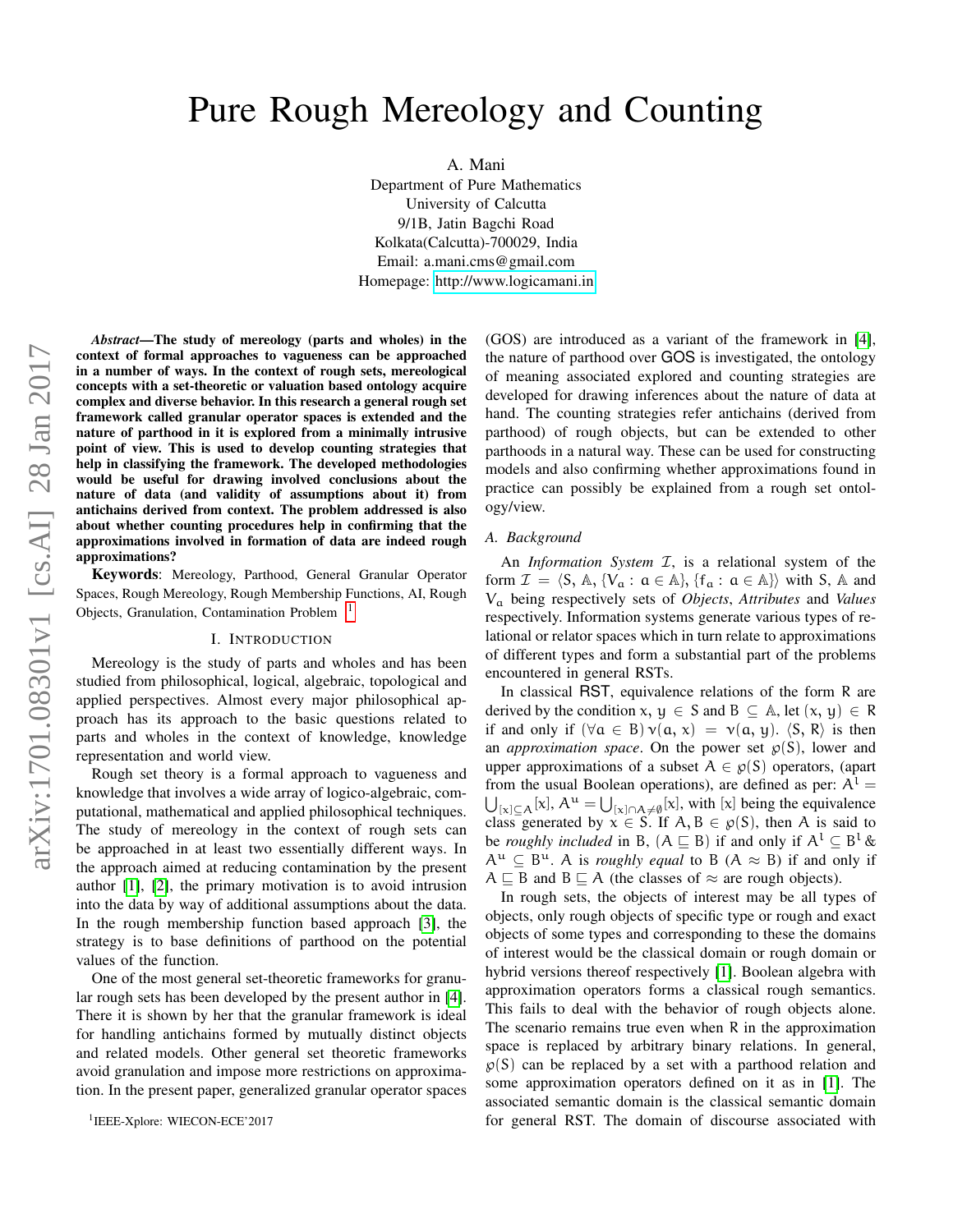# Pure Rough Mereology and Counting

A. Mani
Department of Pure Mathematics
University of Calcutta
9/1B, Jatin Bagchi Road
Kolkata(Calcutta)-700029, India
Email: a.mani.cms@gmail.com
Homepage: http://www.logicamani.in

***Abstract*—The study of mereology (parts and wholes) in the context of formal approaches to vagueness can be approached in a number of ways. In the context of rough sets, mereological concepts with a set-theoretic or valuation based ontology acquire complex and diverse behavior. In this research a general rough set framework called granular operator spaces is extended and the nature of parthood in it is explored from a minimally intrusive point of view. This is used to develop counting strategies that help in classifying the framework. The developed methodologies would be useful for drawing involved conclusions about the nature of data (and validity of assumptions about it) from antichains derived from context. The problem addressed is also about whether counting procedures help in confirming that the approximations involved in formation of data are indeed rough approximations?**

**Keywords**: Mereology, Parthood, General Granular Operator Spaces, Rough Mereology, Rough Membership Functions, AI, Rough Objects, Granulation, Contamination Problem [1]

## I. Introduction

Mereology is the study of parts and wholes and has been studied from philosophical, logical, algebraic, topological and applied perspectives. Almost every major philosophical approach has its approach to the basic questions related to parts and wholes in the context of knowledge, knowledge representation and world view.

Rough set theory is a formal approach to vagueness and knowledge that involves a wide array of logico-algebraic, computational, mathematical and applied philosophical techniques. The study of mereology in the context of rough sets can be approached in at least two essentially different ways. In the approach aimed at reducing contamination by the present author [1], [2], the primary motivation is to avoid intrusion into the data by way of additional assumptions about the data. In the rough membership function based approach [3], the strategy is to base definitions of parthood on the potential values of the function.

One of the most general set-theoretic frameworks for granular rough sets has been developed by the present author in [4]. There it is shown by her that the granular framework is ideal for handling antichains formed by mutually distinct objects and related models. Other general set theoretic frameworks avoid granulation and impose more restrictions on approximation. In the present paper, generalized granular operator spaces (GOS) are introduced as a variant of the framework in [4], the nature of parthood over GOS is investigated, the ontology of meaning associated explored and counting strategies are developed for drawing inferences about the nature of data at hand. The counting strategies refer antichains (derived from parthood) of rough objects, but can be extended to other parthoods in a natural way. These can be used for constructing models and also confirming whether approximations found in practice can possibly be explained from a rough set ontology/view.

### A. Background

An *Information System* $\mathcal{I}$, is a relational system of the form $\mathcal{I} = \langle S, \mathbb{A}, \{V_a : a \in \mathbb{A}\}, \{f_a : a \in \mathbb{A}\}\rangle$ with S, $\mathbb{A}$ and $V_a$ being respectively sets of *Objects*, *Attributes* and *Values* respectively. Information systems generate various types of relational or relator spaces which in turn relate to approximations of different types and form a substantial part of the problems encountered in general RSTs.

In classical RST, equivalence relations of the form R are derived by the condition $x, y \in S$ and $B \subseteq \mathbb{A}$, let $(x, y) \in R$ if and only if $(\forall a \in B)\, \nu(a, x) = \nu(a, y)$. $\langle S, R\rangle$ is then an *approximation space*. On the power set $\wp(S)$, lower and upper approximations of a subset $A \in \wp(S)$ operators, (apart from the usual Boolean operations), are defined as per: $A^l = \bigcup_{[x]\subseteq A}[x]$, $A^u = \bigcup_{[x]\cap A \neq \emptyset}[x]$, with $[x]$ being the equivalence class generated by $x \in S$. If $A, B \in \wp(S)$, then A is said to be *roughly included* in B, $(A \sqsubseteq B)$ if and only if $A^l \subseteq B^l$ & $A^u \subseteq B^u$. A is *roughly equal* to B $(A \approx B)$ if and only if $A \sqsubseteq B$ and $B \sqsubseteq A$ (the classes of $\approx$ are rough objects).

In rough sets, the objects of interest may be all types of objects, only rough objects of specific type or rough and exact objects of some types and corresponding to these the domains of interest would be the classical domain or rough domain or hybrid versions thereof respectively [1]. Boolean algebra with approximation operators forms a classical rough semantics. This fails to deal with the behavior of rough objects alone. The scenario remains true even when R in the approximation space is replaced by arbitrary binary relations. In general, $\wp(S)$ can be replaced by a set with a parthood relation and some approximation operators defined on it as in [1]. The associated semantic domain is the classical semantic domain for general RST. The domain of discourse associated with

[1]IEEE-Xplore: WIECON-ECE'2017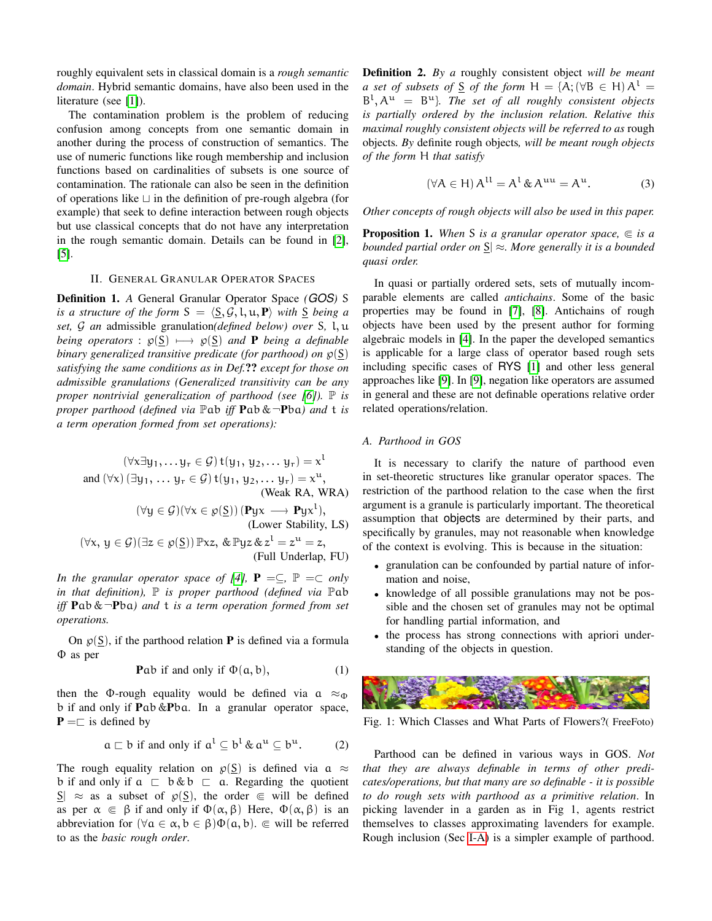roughly equivalent sets in classical domain is a *rough semantic domain*. Hybrid semantic domains, have also been used in the literature (see [1]).

The contamination problem is the problem of reducing confusion among concepts from one semantic domain in another during the process of construction of semantics. The use of numeric functions like rough membership and inclusion functions based on cardinalities of subsets is one source of contamination. The rationale can also be seen in the definition of operations like $\sqcup$ in the definition of pre-rough algebra (for example) that seek to define interaction between rough objects but use classical concepts that do not have any interpretation in the rough semantic domain. Details can be found in [2], [5].

## II. General Granular Operator Spaces

**Definition 1.** *A* General Granular Operator Space *(GOS)* $S$ *is a structure of the form* $S = \langle \underline{S}, \mathcal{G}, l, u, \mathbf{P}\rangle$ *with* $\underline{S}$ *being a set,* $\mathcal{G}$ *an* admissible granulation*(defined below) over* $S$*,* $l, u$ *being operators :* $\wp(\underline{S}) \longmapsto \wp(\underline{S})$ *and* $\mathbf{P}$ *being a definable binary generalized transitive predicate (for parthood) on* $\wp(\underline{S})$ *satisfying the same conditions as in Def.??* *except for those on admissible granulations (Generalized transitivity can be any proper nontrivial generalization of parthood (see [6]).* $\mathbb{P}$ *is proper parthood (defined via* $\mathbb{P}ab$ *iff* $\mathbf{P}ab \,\&\, \neg\mathbf{P}ba$*) and* $t$ *is a term operation formed from set operations):*

$$(\forall x \exists y_1, \ldots y_r \in \mathcal{G})\, t(y_1, y_2, \ldots y_r) = x^l$$
$$\text{and } (\forall x)\,(\exists y_1, \ldots y_r \in \mathcal{G})\, t(y_1, y_2, \ldots y_r) = x^u, \quad \text{(Weak RA, WRA)}$$
$$(\forall y \in \mathcal{G})(\forall x \in \wp(\underline{S}))\,(\mathbf{P}yx \longrightarrow \mathbf{P}yx^l), \quad \text{(Lower Stability, LS)}$$
$$(\forall x,\, y \in \mathcal{G})(\exists z \in \wp(\underline{S}))\, \mathbb{P}xz, \,\&\, \mathbb{P}yz \,\&\, z^l = z^u = z, \quad \text{(Full Underlap, FU)}$$

*In the granular operator space of [4],* $\mathbf{P} = \subseteq$*,* $\mathbb{P} = \subset$ *only in that definition),* $\mathbb{P}$ *is proper parthood (defined via* $\mathbb{P}ab$ *iff* $\mathbf{P}ab \,\&\, \neg\mathbf{P}ba$*) and* $t$ *is a term operation formed from set operations.*

On $\wp(\underline{S})$, if the parthood relation $\mathbf{P}$ is defined via a formula $\Phi$ as per

$$\mathbf{P}ab \text{ if and only if } \Phi(a, b), \tag{1}$$

then the $\Phi$-rough equality would be defined via $a \approx_{\Phi} b$ if and only if $\mathbf{P}ab \,\&\, \mathbf{P}ba$. In a granular operator space, $\mathbf{P} = \sqsubset$ is defined by

$$a \sqsubset b \text{ if and only if } a^l \subseteq b^l \,\&\, a^u \subseteq b^u. \tag{2}$$

The rough equality relation on $\wp(\underline{S})$ is defined via $a \approx b$ if and only if $a \sqsubset b \,\&\, b \sqsubset a$. Regarding the quotient $\underline{S}| \approx$ as a subset of $\wp(\underline{S})$, the order $\Subset$ will be defined as per $\alpha \Subset \beta$ if and only if $\Phi(\alpha, \beta)$. Here, $\Phi(\alpha, \beta)$ is an abbreviation for $(\forall a \in \alpha, b \in \beta)\Phi(a, b)$. $\Subset$ will be referred to as the *basic rough order*.

**Definition 2.** *By a* roughly consistent object *will be meant a set of subsets of* $\underline{S}$ *of the form* $H = \{A; (\forall B \in H)\, A^l = B^l, A^u = B^u\}$*. The set of all roughly consistent objects is partially ordered by the inclusion relation. Relative this maximal roughly consistent objects will be referred to as* rough objects*. By* definite rough objects*, will be meant rough objects of the form* $H$ *that satisfy*

$$(\forall A \in H)\, A^{ll} = A^l \,\&\, A^{uu} = A^u. \tag{3}$$

*Other concepts of rough objects will also be used in this paper.*

**Proposition 1.** *When* $S$ *is a granular operator space,* $\Subset$ *is a bounded partial order on* $\underline{S}| \approx$*. More generally it is a bounded quasi order.*

In quasi or partially ordered sets, sets of mutually incomparable elements are called *antichains*. Some of the basic properties may be found in [7], [8]. Antichains of rough objects have been used by the present author for forming algebraic models in [4]. In the paper the developed semantics is applicable for a large class of operator based rough sets including specific cases of RYS [1] and other less general approaches like [9]. In [9], negation like operators are assumed in general and these are not definable operations relative order related operations/relation.

### A. Parthood in GOS

It is necessary to clarify the nature of parthood even in set-theoretic structures like granular operator spaces. The restriction of the parthood relation to the case when the first argument is a granule is particularly important. The theoretical assumption that objects are determined by their parts, and specifically by granules, may not reasonable when knowledge of the context is evolving. This is because in the situation:

- granulation can be confounded by partial nature of information and noise,
- knowledge of all possible granulations may not be possible and the chosen set of granules may not be optimal for handling partial information, and
- the process has strong connections with apriori understanding of the objects in question.

Fig. 1: Which Classes and What Parts of Flowers?( FreeFoto)

Parthood can be defined in various ways in GOS. *Not that they are always definable in terms of other predicates/operations, but that many are so definable - it is possible to do rough sets with parthood as a primitive relation.* In picking lavender in a garden as in Fig 1, agents restrict themselves to classes approximating lavenders for example. Rough inclusion (Sec I-A) is a simpler example of parthood.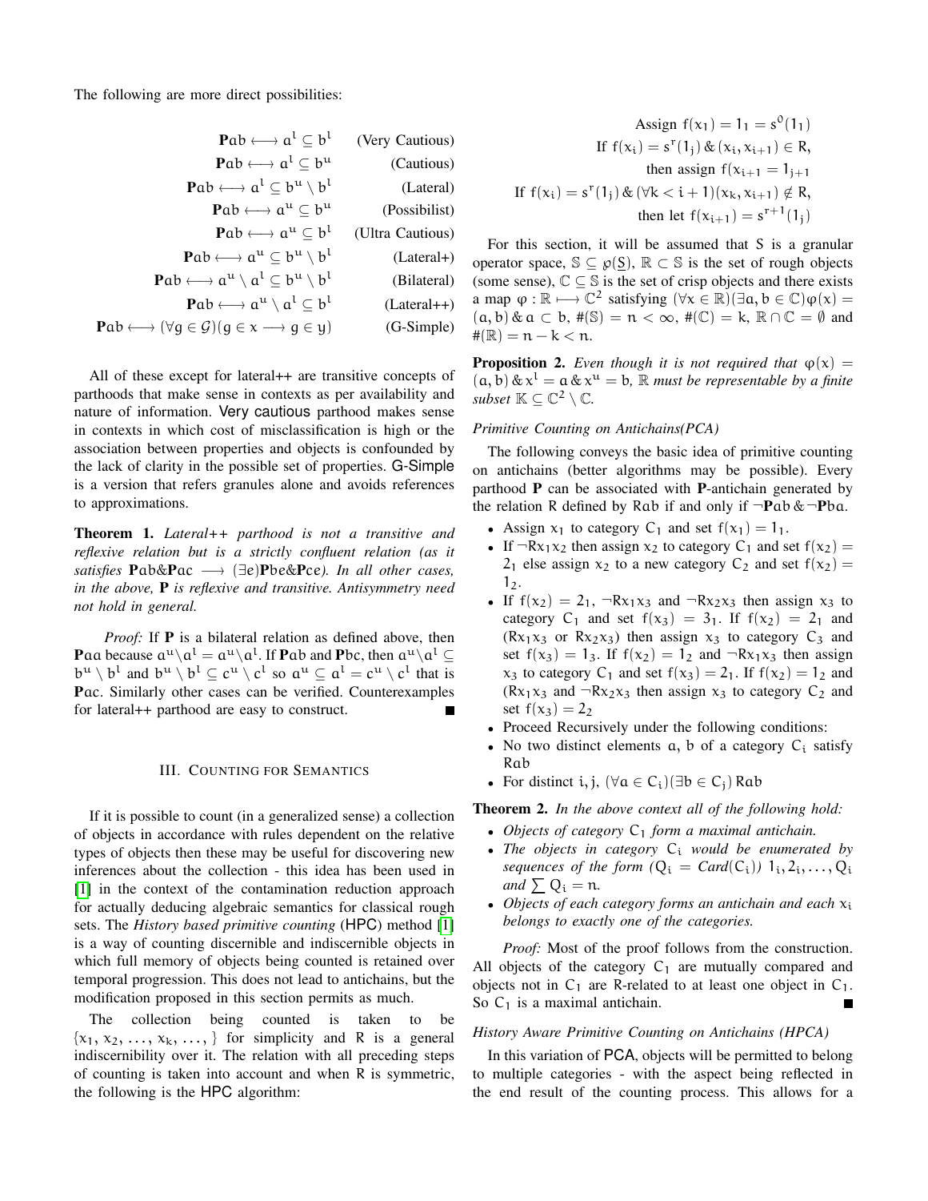The following are more direct possibilities:

$$\mathbf{P}ab \longleftrightarrow a^l \subseteq b^l \quad \text{(Very Cautious)}$$
$$\mathbf{P}ab \longleftrightarrow a^l \subseteq b^u \quad \text{(Cautious)}$$
$$\mathbf{P}ab \longleftrightarrow a^l \subseteq b^u \setminus b^l \quad \text{(Lateral)}$$
$$\mathbf{P}ab \longleftrightarrow a^u \subseteq b^u \quad \text{(Possibilist)}$$
$$\mathbf{P}ab \longleftrightarrow a^u \subseteq b^l \quad \text{(Ultra Cautious)}$$
$$\mathbf{P}ab \longleftrightarrow a^u \subseteq b^u \setminus b^l \quad \text{(Lateral+)}$$
$$\mathbf{P}ab \longleftrightarrow a^u \setminus a^l \subseteq b^u \setminus b^l \quad \text{(Bilateral)}$$
$$\mathbf{P}ab \longleftrightarrow a^u \setminus a^l \subseteq b^l \quad \text{(Lateral++)}$$
$$\mathbf{P}ab \longleftrightarrow (\forall g \in \mathcal{G})(g \in x \longrightarrow g \in y) \quad \text{(G-Simple)}$$

All of these except for lateral++ are transitive concepts of parthoods that make sense in contexts as per availability and nature of information. Very cautious parthood makes sense in contexts in which cost of misclassification is high or the association between properties and objects is confounded by the lack of clarity in the possible set of properties. G-Simple is a version that refers granules alone and avoids references to approximations.

**Theorem 1.** *Lateral++ parthood is not a transitive and reflexive relation but is a strictly confluent relation (as it satisfies $\mathbf{P}ab \& \mathbf{P}ac \longrightarrow (\exists e)\mathbf{P}be \& \mathbf{P}ce$). In all other cases, in the above, $\mathbf{P}$ is reflexive and transitive. Antisymmetry need not hold in general.*

*Proof:* If $\mathbf{P}$ is a bilateral relation as defined above, then $\mathbf{P}aa$ because $a^u \setminus a^l = a^u \setminus a^l$. If $\mathbf{P}ab$ and $\mathbf{P}bc$, then $a^u \setminus a^l \subseteq b^u \setminus b^l$ and $b^u \setminus b^l \subseteq c^u \setminus c^l$ so $a^u \subseteq a^l = c^u \setminus c^l$ that is $\mathbf{P}ac$. Similarly other cases can be verified. Counterexamples for lateral++ parthood are easy to construct. ∎

## III. Counting for Semantics

If it is possible to count (in a generalized sense) a collection of objects in accordance with rules dependent on the relative types of objects then these may be useful for discovering new inferences about the collection - this idea has been used in [1] in the context of the contamination reduction approach for actually deducing algebraic semantics for classical rough sets. The *History based primitive counting* (HPC) method [1] is a way of counting discernible and indiscernible objects in which full memory of objects being counted is retained over temporal progression. This does not lead to antichains, but the modification proposed in this section permits as much.

The collection being counted is taken to be $\{x_1, x_2, \ldots, x_k, \ldots, \}$ for simplicity and R is a general indiscernibility over it. The relation with all preceding steps of counting is taken into account and when R is symmetric, the following is the HPC algorithm:

$$\text{Assign } f(x_1) = 1_1 = s^0(1_1)$$
$$\text{If } f(x_i) = s^r(1_j) \,\&\, (x_i, x_{i+1}) \in R,$$
$$\text{then assign } f(x_{i+1} = 1_{j+1}$$
$$\text{If } f(x_i) = s^r(1_j) \,\&\, (\forall k < i+1)(x_k, x_{i+1}) \notin R,$$
$$\text{then let } f(x_{i+1}) = s^{r+1}(1_j)$$

For this section, it will be assumed that S is a granular operator space, $\mathbb{S} \subseteq \wp(\underline{S})$, $\mathbb{R} \subset \mathbb{S}$ is the set of rough objects (some sense), $\mathbb{C} \subseteq \mathbb{S}$ is the set of crisp objects and there exists a map $\varphi : \mathbb{R} \longmapsto \mathbb{C}^2$ satisfying $(\forall x \in \mathbb{R})(\exists a, b \in \mathbb{C})\varphi(x) = (a, b) \,\&\, a \subset b$, $\#(\mathbb{S}) = n < \infty$, $\#(\mathbb{C}) = k$, $\mathbb{R} \cap \mathbb{C} = \emptyset$ and $\#(\mathbb{R}) = n - k < n$.

**Proposition 2.** *Even though it is not required that $\varphi(x) = (a, b) \,\&\, x^l = a \,\&\, x^u = b$, $\mathbb{R}$ must be representable by a finite subset $\mathbb{K} \subseteq \mathbb{C}^2 \setminus \mathbb{C}$.*

### *Primitive Counting on Antichains(PCA)*

The following conveys the basic idea of primitive counting on antichains (better algorithms may be possible). Every parthood $\mathbf{P}$ can be associated with $\mathbf{P}$-antichain generated by the relation R defined by $Rab$ if and only if $\neg\mathbf{P}ab \,\&\, \neg\mathbf{P}ba$.

- Assign $x_1$ to category $C_1$ and set $f(x_1) = 1_1$.
- If $\neg Rx_1x_2$ then assign $x_2$ to category $C_1$ and set $f(x_2) = 2_1$ else assign $x_2$ to a new category $C_2$ and set $f(x_2) = 1_2$.
- If $f(x_2) = 2_1$, $\neg Rx_1x_3$ and $\neg Rx_2x_3$ then assign $x_3$ to category $C_1$ and set $f(x_3) = 3_1$. If $f(x_2) = 2_1$ and ($Rx_1x_3$ or $Rx_2x_3$) then assign $x_3$ to category $C_3$ and set $f(x_3) = 1_3$. If $f(x_2) = 1_2$ and $\neg Rx_1x_3$ then assign $x_3$ to category $C_1$ and set $f(x_3) = 2_1$. If $f(x_2) = 1_2$ and ($Rx_1x_3$ and $\neg Rx_2x_3$ then assign $x_3$ to category $C_2$ and set $f(x_3) = 2_2$
- Proceed Recursively under the following conditions:
- No two distinct elements $a, b$ of a category $C_i$ satisfy $Rab$
- For distinct $i, j$, $(\forall a \in C_i)(\exists b \in C_j)\, Rab$

**Theorem 2.** *In the above context all of the following hold:*

- *Objects of category $C_1$ form a maximal antichain.*
- *The objects in category $C_i$ would be enumerated by sequences of the form ($Q_i = Card(C_i)$) $1_i, 2_i, \ldots, Q_i$ and $\sum Q_i = n$.*
- *Objects of each category forms an antichain and each $x_i$ belongs to exactly one of the categories.*

*Proof:* Most of the proof follows from the construction. All objects of the category $C_1$ are mutually compared and objects not in $C_1$ are R-related to at least one object in $C_1$. So $C_1$ is a maximal antichain. ∎

### *History Aware Primitive Counting on Antichains (HPCA)*

In this variation of PCA, objects will be permitted to belong to multiple categories - with the aspect being reflected in the end result of the counting process. This allows for a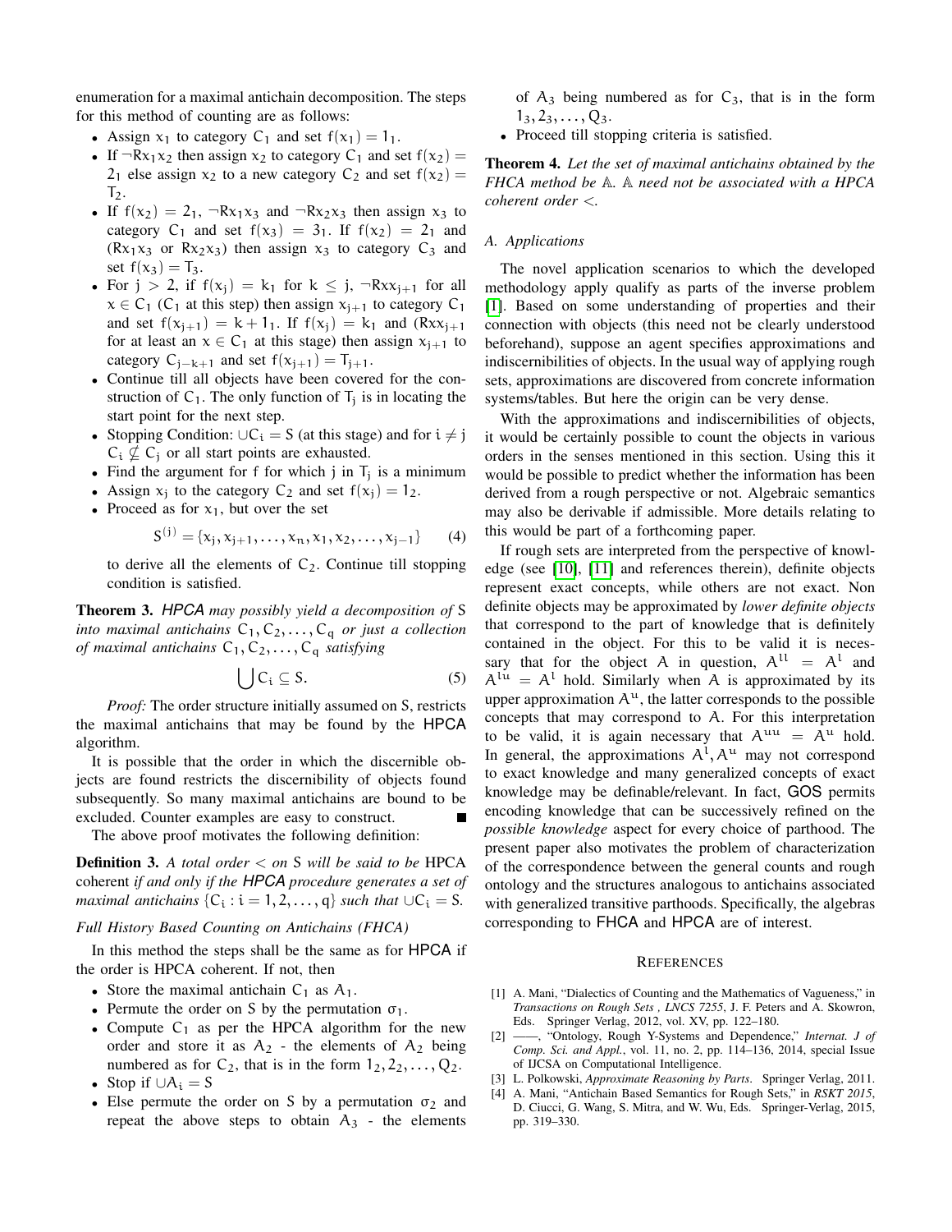enumeration for a maximal antichain decomposition. The steps for this method of counting are as follows:

- Assign $x_1$ to category $C_1$ and set $f(x_1) = 1_1$.
- If $\neg Rx_1x_2$ then assign $x_2$ to category $C_1$ and set $f(x_2) = 2_1$ else assign $x_2$ to a new category $C_2$ and set $f(x_2) = T_2$.
- If $f(x_2) = 2_1$, $\neg Rx_1x_3$ and $\neg Rx_2x_3$ then assign $x_3$ to category $C_1$ and set $f(x_3) = 3_1$. If $f(x_2) = 2_1$ and $(Rx_1x_3$ or $Rx_2x_3)$ then assign $x_3$ to category $C_3$ and set $f(x_3) = T_3$.
- For $j > 2$, if $f(x_j) = k_1$ for $k \leq j$, $\neg Rxx_{j+1}$ for all $x \in C_1$ ($C_1$ at this step) then assign $x_{j+1}$ to category $C_1$ and set $f(x_{j+1}) = k + 1_1$. If $f(x_j) = k_1$ and $(Rxx_{j+1}$ for at least an $x \in C_1$ at this stage) then assign $x_{j+1}$ to category $C_{j-k+1}$ and set $f(x_{j+1}) = T_{j+1}$.
- Continue till all objects have been covered for the construction of $C_1$. The only function of $T_j$ is in locating the start point for the next step.
- Stopping Condition: $\cup C_i = S$ (at this stage) and for $i \neq j$ $C_i \not\subseteq C_j$ or all start points are exhausted.
- Find the argument for $f$ for which $j$ in $T_j$ is a minimum
- Assign $x_j$ to the category $C_2$ and set $f(x_j) = 1_2$.
- Proceed as for $x_1$, but over the set

$$S^{(j)} = \{x_j, x_{j+1}, \ldots, x_n, x_1, x_2, \ldots, x_{j-1}\} \tag{4}$$

to derive all the elements of $C_2$. Continue till stopping condition is satisfied.

**Theorem 3.** *HPCA may possibly yield a decomposition of $S$ into maximal antichains $C_1, C_2, \ldots, C_q$ or just a collection of maximal antichains $C_1, C_2, \ldots, C_q$ satisfying*

$$\bigcup C_i \subseteq S. \tag{5}$$

*Proof:* The order structure initially assumed on $S$, restricts the maximal antichains that may be found by the HPCA algorithm.

It is possible that the order in which the discernible objects are found restricts the discernibility of objects found subsequently. So many maximal antichains are bound to be excluded. Counter examples are easy to construct. ∎

The above proof motivates the following definition:

**Definition 3.** *A total order $<$ on $S$ will be said to be* HPCA coherent *if and only if the HPCA procedure generates a set of maximal antichains $\{C_i : i = 1, 2, \ldots, q\}$ such that $\cup C_i = S$.*

*Full History Based Counting on Antichains (FHCA)*

In this method the steps shall be the same as for HPCA if the order is HPCA coherent. If not, then

- Store the maximal antichain $C_1$ as $A_1$.
- Permute the order on $S$ by the permutation $\sigma_1$.
- Compute $C_1$ as per the HPCA algorithm for the new order and store it as $A_2$ - the elements of $A_2$ being numbered as for $C_2$, that is in the form $1_2, 2_2, \ldots, Q_2$.
- Stop if $\cup A_i = S$
- Else permute the order on $S$ by a permutation $\sigma_2$ and repeat the above steps to obtain $A_3$ - the elements of $A_3$ being numbered as for $C_3$, that is in the form $1_3, 2_3, \ldots, Q_3$.
- Proceed till stopping criteria is satisfied.

**Theorem 4.** *Let the set of maximal antichains obtained by the FHCA method be $\mathbb{A}$. $\mathbb{A}$ need not be associated with a HPCA coherent order $<$.*

### A. Applications

The novel application scenarios to which the developed methodology apply qualify as parts of the inverse problem [1]. Based on some understanding of properties and their connection with objects (this need not be clearly understood beforehand), suppose an agent specifies approximations and indiscernibilities of objects. In the usual way of applying rough sets, approximations are discovered from concrete information systems/tables. But here the origin can be very dense.

With the approximations and indiscernibilities of objects, it would be certainly possible to count the objects in various orders in the senses mentioned in this section. Using this it would be possible to predict whether the information has been derived from a rough perspective or not. Algebraic semantics may also be derivable if admissible. More details relating to this would be part of a forthcoming paper.

If rough sets are interpreted from the perspective of knowledge (see [10], [11] and references therein), definite objects represent exact concepts, while others are not exact. Non definite objects may be approximated by *lower definite objects* that correspond to the part of knowledge that is definitely contained in the object. For this to be valid it is necessary that for the object $A$ in question, $A^{ll} = A^l$ and $A^{lu} = A^l$ hold. Similarly when $A$ is approximated by its upper approximation $A^u$, the latter corresponds to the possible concepts that may correspond to $A$. For this interpretation to be valid, it is again necessary that $A^{uu} = A^u$ hold. In general, the approximations $A^l, A^u$ may not correspond to exact knowledge and many generalized concepts of exact knowledge may be definable/relevant. In fact, GOS permits encoding knowledge that can be successively refined on the *possible knowledge* aspect for every choice of parthood. The present paper also motivates the problem of characterization of the correspondence between the general counts and rough ontology and the structures analogous to antichains associated with generalized transitive parthoods. Specifically, the algebras corresponding to FHCA and HPCA are of interest.

## REFERENCES

[1] A. Mani, "Dialectics of Counting and the Mathematics of Vagueness," in *Transactions on Rough Sets , LNCS 7255*, J. F. Peters and A. Skowron, Eds. Springer Verlag, 2012, vol. XV, pp. 122–180.

[2] ——, "Ontology, Rough Y-Systems and Dependence," *Internat. J of Comp. Sci. and Appl.*, vol. 11, no. 2, pp. 114–136, 2014, special Issue of IJCSA on Computational Intelligence.

[3] L. Polkowski, *Approximate Reasoning by Parts*. Springer Verlag, 2011.

[4] A. Mani, "Antichain Based Semantics for Rough Sets," in *RSKT 2015*, D. Ciucci, G. Wang, S. Mitra, and W. Wu, Eds. Springer-Verlag, 2015, pp. 319–330.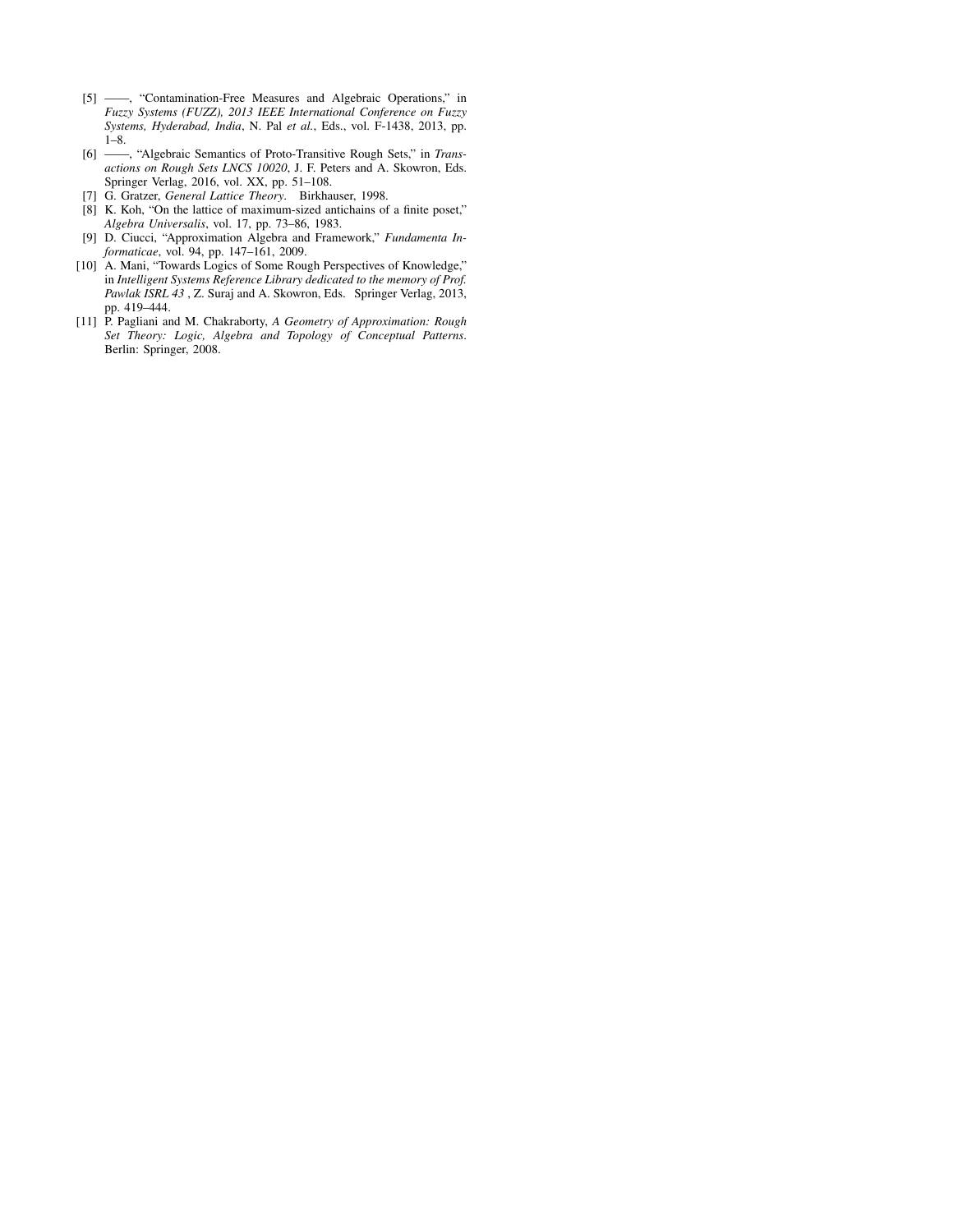[5] ——, "Contamination-Free Measures and Algebraic Operations," in *Fuzzy Systems (FUZZ), 2013 IEEE International Conference on Fuzzy Systems, Hyderabad, India*, N. Pal *et al.*, Eds., vol. F-1438, 2013, pp. 1–8.

[6] ——, "Algebraic Semantics of Proto-Transitive Rough Sets," in *Transactions on Rough Sets LNCS 10020*, J. F. Peters and A. Skowron, Eds. Springer Verlag, 2016, vol. XX, pp. 51–108.

[7] G. Gratzer, *General Lattice Theory*. Birkhauser, 1998.

[8] K. Koh, "On the lattice of maximum-sized antichains of a finite poset," *Algebra Universalis*, vol. 17, pp. 73–86, 1983.

[9] D. Ciucci, "Approximation Algebra and Framework," *Fundamenta Informaticae*, vol. 94, pp. 147–161, 2009.

[10] A. Mani, "Towards Logics of Some Rough Perspectives of Knowledge," in *Intelligent Systems Reference Library dedicated to the memory of Prof. Pawlak ISRL 43* , Z. Suraj and A. Skowron, Eds. Springer Verlag, 2013, pp. 419–444.

[11] P. Pagliani and M. Chakraborty, *A Geometry of Approximation: Rough Set Theory: Logic, Algebra and Topology of Conceptual Patterns*. Berlin: Springer, 2008.